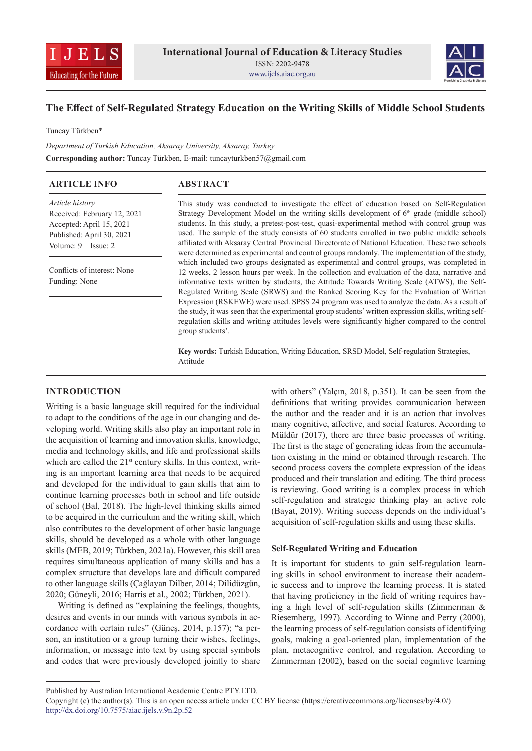# The Effect of Self-Regulated Strategy Education on the Writing Skills of Middle School Students

Tuncay Türkben*

*Department of Turkish Education, Aksaray University, Aksaray, Turkey*

**Corresponding author:** Tuncay Türkben, E-mail: tuncayturkben57@gmail.com

## ARTICLE INFO

*Article history*
Received: February 12, 2021
Accepted: April 15, 2021
Published: April 30, 2021
Volume: 9 Issue: 2

Conflicts of interest: None
Funding: None

## ABSTRACT

This study was conducted to investigate the effect of education based on Self-Regulation Strategy Development Model on the writing skills development of 6th grade (middle school) students. In this study, a pretest-post-test, quasi-experimental method with control group was used. The sample of the study consists of 60 students enrolled in two public middle schools affiliated with Aksaray Central Provincial Directorate of National Education. These two schools were determined as experimental and control groups randomly. The implementation of the study, which included two groups designated as experimental and control groups, was completed in 12 weeks, 2 lesson hours per week. In the collection and evaluation of the data, narrative and informative texts written by students, the Attitude Towards Writing Scale (ATWS), the Self-Regulated Writing Scale (SRWS) and the Ranked Scoring Key for the Evaluation of Written Expression (RSKEWE) were used. SPSS 24 program was used to analyze the data. As a result of the study, it was seen that the experimental group students' written expression skills, writing self-regulation skills and writing attitudes levels were significantly higher compared to the control group students'.

**Key words:** Turkish Education, Writing Education, SRSD Model, Self-regulation Strategies, Attitude

## INTRODUCTION

Writing is a basic language skill required for the individual to adapt to the conditions of the age in our changing and developing world. Writing skills also play an important role in the acquisition of learning and innovation skills, knowledge, media and technology skills, and life and professional skills which are called the 21st century skills. In this context, writing is an important learning area that needs to be acquired and developed for the individual to gain skills that aim to continue learning processes both in school and life outside of school (Bal, 2018). The high-level thinking skills aimed to be acquired in the curriculum and the writing skill, which also contributes to the development of other basic language skills, should be developed as a whole with other language skills (MEB, 2019; Türkben, 2021a). However, this skill area requires simultaneous application of many skills and has a complex structure that develops late and difficult compared to other language skills (Çağlayan Dilber, 2014; Dilidüzgün, 2020; Güneyli, 2016; Harris et al., 2002; Türkben, 2021).

Writing is defined as "explaining the feelings, thoughts, desires and events in our minds with various symbols in accordance with certain rules" (Güneş, 2014, p.157); "a person, an institution or a group turning their wishes, feelings, information, or message into text by using special symbols and codes that were previously developed jointly to share with others" (Yalçın, 2018, p.351). It can be seen from the definitions that writing provides communication between the author and the reader and it is an action that involves many cognitive, affective, and social features. According to Müldür (2017), there are three basic processes of writing. The first is the stage of generating ideas from the accumulation existing in the mind or obtained through research. The second process covers the complete expression of the ideas produced and their translation and editing. The third process is reviewing. Good writing is a complex process in which self-regulation and strategic thinking play an active role (Bayat, 2019). Writing success depends on the individual's acquisition of self-regulation skills and using these skills.

### Self-Regulated Writing and Education

It is important for students to gain self-regulation learning skills in school environment to increase their academic success and to improve the learning process. It is stated that having proficiency in the field of writing requires having a high level of self-regulation skills (Zimmerman & Riesenberg, 1997). According to Winne and Perry (2000), the learning process of self-regulation consists of identifying goals, making a goal-oriented plan, implementation of the plan, metacognitive control, and regulation. According to Zimmerman (2002), based on the social cognitive learning

Published by Australian International Academic Centre PTY.LTD.
Copyright (c) the author(s). This is an open access article under CC BY license (https://creativecommons.org/licenses/by/4.0/)
http://dx.doi.org/10.7575/aiac.ijels.v.9n.2p.52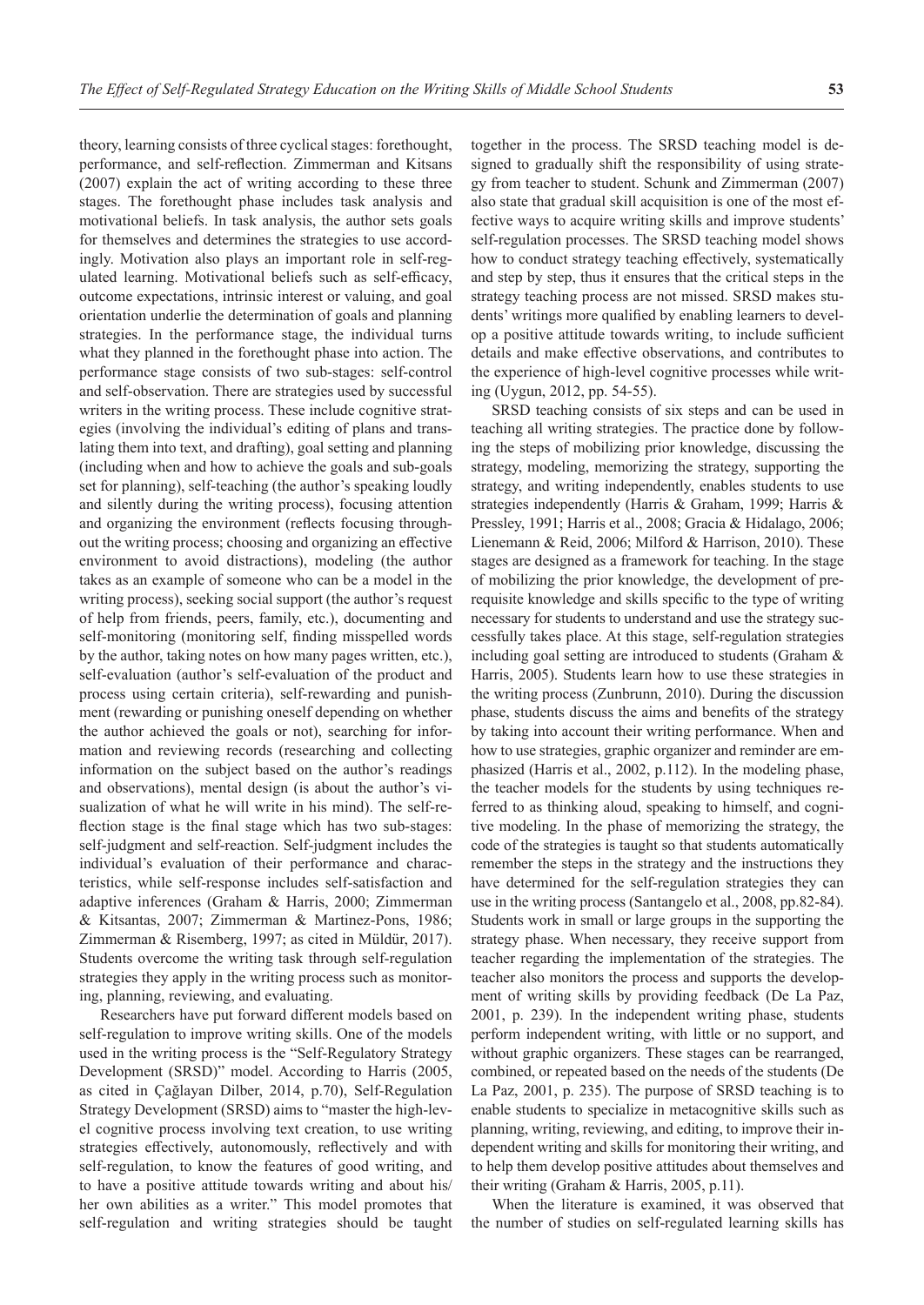theory, learning consists of three cyclical stages: forethought, performance, and self-reflection. Zimmerman and Kitsans (2007) explain the act of writing according to these three stages. The forethought phase includes task analysis and motivational beliefs. In task analysis, the author sets goals for themselves and determines the strategies to use accordingly. Motivation also plays an important role in self-regulated learning. Motivational beliefs such as self-efficacy, outcome expectations, intrinsic interest or valuing, and goal orientation underlie the determination of goals and planning strategies. In the performance stage, the individual turns what they planned in the forethought phase into action. The performance stage consists of two sub-stages: self-control and self-observation. There are strategies used by successful writers in the writing process. These include cognitive strategies (involving the individual's editing of plans and translating them into text, and drafting), goal setting and planning (including when and how to achieve the goals and sub-goals set for planning), self-teaching (the author's speaking loudly and silently during the writing process), focusing attention and organizing the environment (reflects focusing throughout the writing process; choosing and organizing an effective environment to avoid distractions), modeling (the author takes as an example of someone who can be a model in the writing process), seeking social support (the author's request of help from friends, peers, family, etc.), documenting and self-monitoring (monitoring self, finding misspelled words by the author, taking notes on how many pages written, etc.), self-evaluation (author's self-evaluation of the product and process using certain criteria), self-rewarding and punishment (rewarding or punishing oneself depending on whether the author achieved the goals or not), searching for information and reviewing records (researching and collecting information on the subject based on the author's readings and observations), mental design (is about the author's visualization of what he will write in his mind). The self-reflection stage is the final stage which has two sub-stages: self-judgment and self-reaction. Self-judgment includes the individual's evaluation of their performance and characteristics, while self-response includes self-satisfaction and adaptive inferences (Graham & Harris, 2000; Zimmerman & Kitsantas, 2007; Zimmerman & Martinez-Pons, 1986; Zimmerman & Risemberg, 1997; as cited in Müldür, 2017). Students overcome the writing task through self-regulation strategies they apply in the writing process such as monitoring, planning, reviewing, and evaluating.

Researchers have put forward different models based on self-regulation to improve writing skills. One of the models used in the writing process is the "Self-Regulatory Strategy Development (SRSD)" model. According to Harris (2005, as cited in Çağlayan Dilber, 2014, p.70), Self-Regulation Strategy Development (SRSD) aims to "master the high-level cognitive process involving text creation, to use writing strategies effectively, autonomously, reflectively and with self-regulation, to know the features of good writing, and to have a positive attitude towards writing and about his/her own abilities as a writer." This model promotes that self-regulation and writing strategies should be taught together in the process. The SRSD teaching model is designed to gradually shift the responsibility of using strategy from teacher to student. Schunk and Zimmerman (2007) also state that gradual skill acquisition is one of the most effective ways to acquire writing skills and improve students' self-regulation processes. The SRSD teaching model shows how to conduct strategy teaching effectively, systematically and step by step, thus it ensures that the critical steps in the strategy teaching process are not missed. SRSD makes students' writings more qualified by enabling learners to develop a positive attitude towards writing, to include sufficient details and make effective observations, and contributes to the experience of high-level cognitive processes while writing (Uygun, 2012, pp. 54-55).

SRSD teaching consists of six steps and can be used in teaching all writing strategies. The practice done by following the steps of mobilizing prior knowledge, discussing the strategy, modeling, memorizing the strategy, supporting the strategy, and writing independently, enables students to use strategies independently (Harris & Graham, 1999; Harris & Pressley, 1991; Harris et al., 2008; Gracia & Hidalago, 2006; Lienemann & Reid, 2006; Milford & Harrison, 2010). These stages are designed as a framework for teaching. In the stage of mobilizing the prior knowledge, the development of prerequisite knowledge and skills specific to the type of writing necessary for students to understand and use the strategy successfully takes place. At this stage, self-regulation strategies including goal setting are introduced to students (Graham & Harris, 2005). Students learn how to use these strategies in the writing process (Zunbrunn, 2010). During the discussion phase, students discuss the aims and benefits of the strategy by taking into account their writing performance. When and how to use strategies, graphic organizer and reminder are emphasized (Harris et al., 2002, p.112). In the modeling phase, the teacher models for the students by using techniques referred to as thinking aloud, speaking to himself, and cognitive modeling. In the phase of memorizing the strategy, the code of the strategies is taught so that students automatically remember the steps in the strategy and the instructions they have determined for the self-regulation strategies they can use in the writing process (Santangelo et al., 2008, pp.82-84). Students work in small or large groups in the supporting the strategy phase. When necessary, they receive support from teacher regarding the implementation of the strategies. The teacher also monitors the process and supports the development of writing skills by providing feedback (De La Paz, 2001, p. 239). In the independent writing phase, students perform independent writing, with little or no support, and without graphic organizers. These stages can be rearranged, combined, or repeated based on the needs of the students (De La Paz, 2001, p. 235). The purpose of SRSD teaching is to enable students to specialize in metacognitive skills such as planning, writing, reviewing, and editing, to improve their independent writing and skills for monitoring their writing, and to help them develop positive attitudes about themselves and their writing (Graham & Harris, 2005, p.11).

When the literature is examined, it was observed that the number of studies on self-regulated learning skills has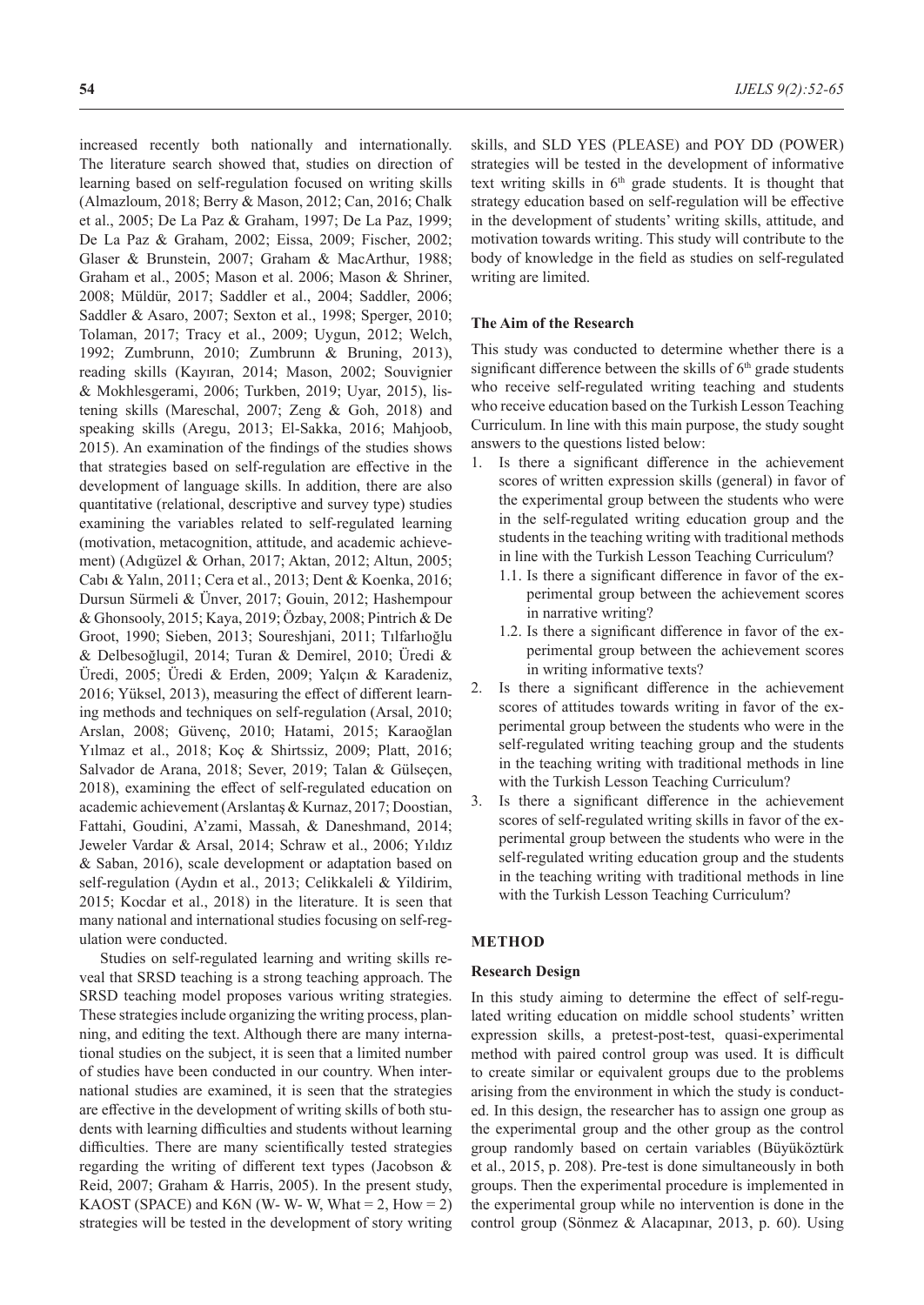increased recently both nationally and internationally. The literature search showed that, studies on direction of learning based on self-regulation focused on writing skills (Almazloum, 2018; Berry & Mason, 2012; Can, 2016; Chalk et al., 2005; De La Paz & Graham, 1997; De La Paz, 1999; De La Paz & Graham, 2002; Eissa, 2009; Fischer, 2002; Glaser & Brunstein, 2007; Graham & MacArthur, 1988; Graham et al., 2005; Mason et al. 2006; Mason & Shriner, 2008; Müldür, 2017; Saddler et al., 2004; Saddler, 2006; Saddler & Asaro, 2007; Sexton et al., 1998; Sperger, 2010; Tolaman, 2017; Tracy et al., 2009; Uygun, 2012; Welch, 1992; Zumbrunn, 2010; Zumbrunn & Bruning, 2013), reading skills (Kayıran, 2014; Mason, 2002; Souvignier & Mokhlesgerami, 2006; Turkben, 2019; Uyar, 2015), listening skills (Mareschal, 2007; Zeng & Goh, 2018) and speaking skills (Aregu, 2013; El-Sakka, 2016; Mahjoob, 2015). An examination of the findings of the studies shows that strategies based on self-regulation are effective in the development of language skills. In addition, there are also quantitative (relational, descriptive and survey type) studies examining the variables related to self-regulated learning (motivation, metacognition, attitude, and academic achievement) (Adıgüzel & Orhan, 2017; Aktan, 2012; Altun, 2005; Cabı & Yalın, 2011; Cera et al., 2013; Dent & Koenka, 2016; Dursun Sürmeli & Ünver, 2017; Gouin, 2012; Hashempour & Ghonsooly, 2015; Kaya, 2019; Özbay, 2008; Pintrich & De Groot, 1990; Sieben, 2013; Soureshjani, 2011; Tılfarlıoğlu & Delbesoğlugil, 2014; Turan & Demirel, 2010; Üredi & Üredi, 2005; Üredi & Erden, 2009; Yalçın & Karadeniz, 2016; Yüksel, 2013), measuring the effect of different learning methods and techniques on self-regulation (Arsal, 2010; Arslan, 2008; Güvenç, 2010; Hatami, 2015; Karaoğlan Yılmaz et al., 2018; Koç & Shirtssiz, 2009; Platt, 2016; Salvador de Arana, 2018; Sever, 2019; Talan & Gülseçen, 2018), examining the effect of self-regulated education on academic achievement (Arslantaş & Kurnaz, 2017; Doostian, Fattahi, Goudini, A'zami, Massah, & Daneshmand, 2014; Jeweler Vardar & Arsal, 2014; Schraw et al., 2006; Yıldız & Saban, 2016), scale development or adaptation based on self-regulation (Aydın et al., 2013; Celikkaleli & Yildirim, 2015; Kocdar et al., 2018) in the literature. It is seen that many national and international studies focusing on self-regulation were conducted.

Studies on self-regulated learning and writing skills reveal that SRSD teaching is a strong teaching approach. The SRSD teaching model proposes various writing strategies. These strategies include organizing the writing process, planning, and editing the text. Although there are many international studies on the subject, it is seen that a limited number of studies have been conducted in our country. When international studies are examined, it is seen that the strategies are effective in the development of writing skills of both students with learning difficulties and students without learning difficulties. There are many scientifically tested strategies regarding the writing of different text types (Jacobson & Reid, 2007; Graham & Harris, 2005). In the present study, KAOST (SPACE) and K6N (W- W- W, What = 2, How = 2) strategies will be tested in the development of story writing skills, and SLD YES (PLEASE) and POY DD (POWER) strategies will be tested in the development of informative text writing skills in 6th grade students. It is thought that strategy education based on self-regulation will be effective in the development of students' writing skills, attitude, and motivation towards writing. This study will contribute to the body of knowledge in the field as studies on self-regulated writing are limited.

### The Aim of the Research

This study was conducted to determine whether there is a significant difference between the skills of 6th grade students who receive self-regulated writing teaching and students who receive education based on the Turkish Lesson Teaching Curriculum. In line with this main purpose, the study sought answers to the questions listed below:

1. Is there a significant difference in the achievement scores of written expression skills (general) in favor of the experimental group between the students who were in the self-regulated writing education group and the students in the teaching writing with traditional methods in line with the Turkish Lesson Teaching Curriculum?
   1.1. Is there a significant difference in favor of the experimental group between the achievement scores in narrative writing?
   1.2. Is there a significant difference in favor of the experimental group between the achievement scores in writing informative texts?
2. Is there a significant difference in the achievement scores of attitudes towards writing in favor of the experimental group between the students who were in the self-regulated writing teaching group and the students in the teaching writing with traditional methods in line with the Turkish Lesson Teaching Curriculum?
3. Is there a significant difference in the achievement scores of self-regulated writing skills in favor of the experimental group between the students who were in the self-regulated writing education group and the students in the teaching writing with traditional methods in line with the Turkish Lesson Teaching Curriculum?

## METHOD

### Research Design

In this study aiming to determine the effect of self-regulated writing education on middle school students' written expression skills, a pretest-post-test, quasi-experimental method with paired control group was used. It is difficult to create similar or equivalent groups due to the problems arising from the environment in which the study is conducted. In this design, the researcher has to assign one group as the experimental group and the other group as the control group randomly based on certain variables (Büyüköztürk et al., 2015, p. 208). Pre-test is done simultaneously in both groups. Then the experimental procedure is implemented in the experimental group while no intervention is done in the control group (Sönmez & Alacapınar, 2013, p. 60). Using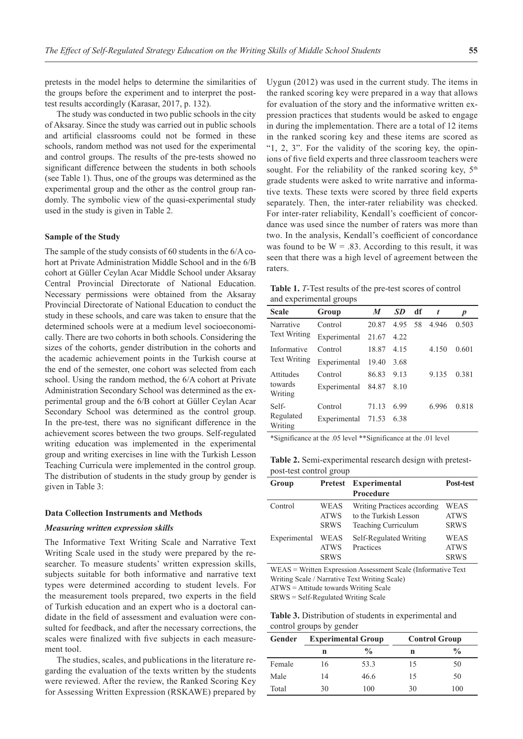pretests in the model helps to determine the similarities of the groups before the experiment and to interpret the post-test results accordingly (Karasar, 2017, p. 132).

The study was conducted in two public schools in the city of Aksaray. Since the study was carried out in public schools and artificial classrooms could not be formed in these schools, random method was not used for the experimental and control groups. The results of the pre-tests showed no significant difference between the students in both schools (see Table 1). Thus, one of the groups was determined as the experimental group and the other as the control group randomly. The symbolic view of the quasi-experimental study used in the study is given in Table 2.

### Sample of the Study

The sample of the study consists of 60 students in the 6/A cohort at Private Administration Middle School and in the 6/B cohort at Güller Ceylan Acar Middle School under Aksaray Central Provincial Directorate of National Education. Necessary permissions were obtained from the Aksaray Provincial Directorate of National Education to conduct the study in these schools, and care was taken to ensure that the determined schools were at a medium level socioeconomically. There are two cohorts in both schools. Considering the sizes of the cohorts, gender distribution in the cohorts and the academic achievement points in the Turkish course at the end of the semester, one cohort was selected from each school. Using the random method, the 6/A cohort at Private Administration Secondary School was determined as the experimental group and the 6/B cohort at Güller Ceylan Acar Secondary School was determined as the control group. In the pre-test, there was no significant difference in the achievement scores between the two groups. Self-regulated writing education was implemented in the experimental group and writing exercises in line with the Turkish Lesson Teaching Curricula were implemented in the control group. The distribution of students in the study group by gender is given in Table 3:

### Data Collection Instruments and Methods

#### *Measuring written expression skills*

The Informative Text Writing Scale and Narrative Text Writing Scale used in the study were prepared by the researcher. To measure students' written expression skills, subjects suitable for both informative and narrative text types were determined according to student levels. For the measurement tools prepared, two experts in the field of Turkish education and an expert who is a doctoral candidate in the field of assessment and evaluation were consulted for feedback, and after the necessary corrections, the scales were finalized with five subjects in each measurement tool.

The studies, scales, and publications in the literature regarding the evaluation of the texts written by the students were reviewed. After the review, the Ranked Scoring Key for Assessing Written Expression (RSKAWE) prepared by Uygun (2012) was used in the current study. The items in the ranked scoring key were prepared in a way that allows for evaluation of the story and the informative written expression practices that students would be asked to engage in during the implementation. There are a total of 12 items in the ranked scoring key and these items are scored as "1, 2, 3". For the validity of the scoring key, the opinions of five field experts and three classroom teachers were sought. For the reliability of the ranked scoring key, 5th grade students were asked to write narrative and informative texts. These texts were scored by three field experts separately. Then, the inter-rater reliability was checked. For inter-rater reliability, Kendall's coefficient of concordance was used since the number of raters was more than two. In the analysis, Kendall's coefficient of concordance was found to be $W = .83$. According to this result, it was seen that there was a high level of agreement between the raters.

**Table 1.** *T*-Test results of the pre-test scores of control and experimental groups

| Scale | Group | *M* | *SD* | df | *t* | *p* |
|---|---|---|---|---|---|---|
| Narrative Text Writing | Control | 20.87 | 4.95 | 58 | 4.946 | 0.503 |
| | Experimental | 21.67 | 4.22 | | | |
| Informative Text Writing | Control | 18.87 | 4.15 | | 4.150 | 0.601 |
| | Experimental | 19.40 | 3.68 | | | |
| Attitudes towards Writing | Control | 86.83 | 9.13 | | 9.135 | 0.381 |
| | Experimental | 84.87 | 8.10 | | | |
| Self-Regulated Writing | Control | 71.13 | 6.99 | | 6.996 | 0.818 |
| | Experimental | 71.53 | 6.38 | | | |

*Significance at the .05 level **Significance at the .01 level

**Table 2.** Semi-experimental research design with pretest-post-test control group

| Group | Pretest | Experimental Procedure | Post-test |
|---|---|---|---|
| Control | WEAS<br>ATWS<br>SRWS | Writing Practices according to the Turkish Lesson Teaching Curriculum | WEAS<br>ATWS<br>SRWS |
| Experimental | WEAS<br>ATWS<br>SRWS | Self-Regulated Writing Practices | WEAS<br>ATWS<br>SRWS |

WEAS = Written Expression Assessment Scale (Informative Text Writing Scale / Narrative Text Writing Scale)
ATWS = Attitude towards Writing Scale
SRWS = Self-Regulated Writing Scale

**Table 3.** Distribution of students in experimental and control groups by gender

| Gender | Experimental Group | | Control Group | |
|---|---|---|---|---|
| | n | % | n | % |
| Female | 16 | 53.3 | 15 | 50 |
| Male | 14 | 46.6 | 15 | 50 |
| Total | 30 | 100 | 30 | 100 |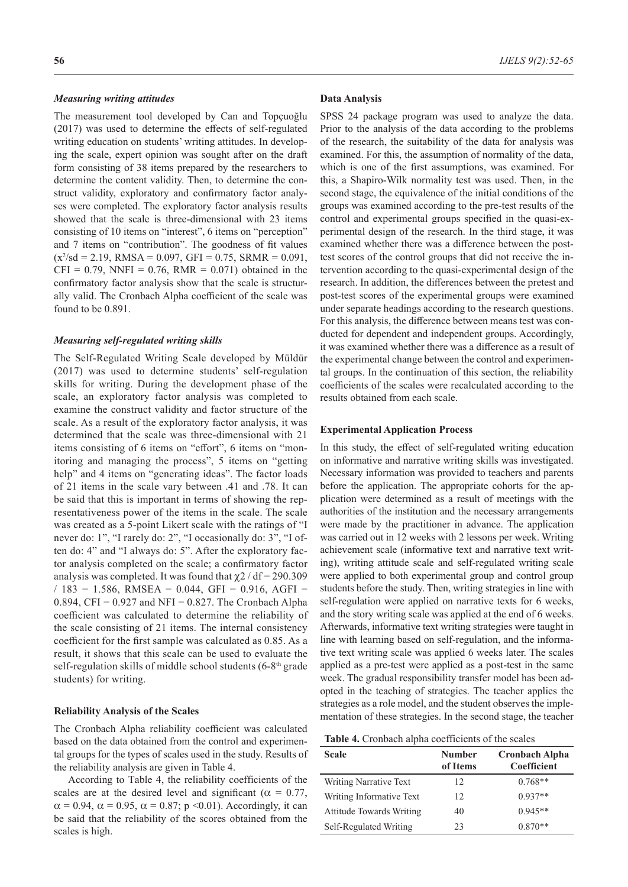### *Measuring writing attitudes*

The measurement tool developed by Can and Topçuoğlu (2017) was used to determine the effects of self-regulated writing education on students' writing attitudes. In developing the scale, expert opinion was sought after on the draft form consisting of 38 items prepared by the researchers to determine the content validity. Then, to determine the construct validity, exploratory and confirmatory factor analyses were completed. The exploratory factor analysis results showed that the scale is three-dimensional with 23 items consisting of 10 items on "interest", 6 items on "perception" and 7 items on "contribution". The goodness of fit values ($x^2$/sd = 2.19, RMSA = 0.097, GFI = 0.75, SRMR = 0.091, CFI = 0.79, NNFI = 0.76, RMR = 0.071) obtained in the confirmatory factor analysis show that the scale is structurally valid. The Cronbach Alpha coefficient of the scale was found to be 0.891.

### *Measuring self-regulated writing skills*

The Self-Regulated Writing Scale developed by Müldür (2017) was used to determine students' self-regulation skills for writing. During the development phase of the scale, an exploratory factor analysis was completed to examine the construct validity and factor structure of the scale. As a result of the exploratory factor analysis, it was determined that the scale was three-dimensional with 21 items consisting of 6 items on "effort", 6 items on "monitoring and managing the process", 5 items on "getting help" and 4 items on "generating ideas". The factor loads of 21 items in the scale vary between .41 and .78. It can be said that this is important in terms of showing the representativeness power of the items in the scale. The scale was created as a 5-point Likert scale with the ratings of "I never do: 1", "I rarely do: 2", "I occasionally do: 3", "I often do: 4" and "I always do: 5". After the exploratory factor analysis completed on the scale; a confirmatory factor analysis was completed. It was found that $\chi 2$ / df = 290.309 / 183 = 1.586, RMSEA = 0.044, GFI = 0.916, AGFI = 0.894, CFI = 0.927 and NFI = 0.827. The Cronbach Alpha coefficient was calculated to determine the reliability of the scale consisting of 21 items. The internal consistency coefficient for the first sample was calculated as 0.85. As a result, it shows that this scale can be used to evaluate the self-regulation skills of middle school students (6-8th grade students) for writing.

### **Reliability Analysis of the Scales**

The Cronbach Alpha reliability coefficient was calculated based on the data obtained from the control and experimental groups for the types of scales used in the study. Results of the reliability analysis are given in Table 4.

According to Table 4, the reliability coefficients of the scales are at the desired level and significant ($\alpha$ = 0.77, $\alpha$ = 0.94, $\alpha$ = 0.95, $\alpha$ = 0.87; p <0.01). Accordingly, it can be said that the reliability of the scores obtained from the scales is high.

### **Data Analysis**

SPSS 24 package program was used to analyze the data. Prior to the analysis of the data according to the problems of the research, the suitability of the data for analysis was examined. For this, the assumption of normality of the data, which is one of the first assumptions, was examined. For this, a Shapiro-Wilk normality test was used. Then, in the second stage, the equivalence of the initial conditions of the groups was examined according to the pre-test results of the control and experimental groups specified in the quasi-experimental design of the research. In the third stage, it was examined whether there was a difference between the post-test scores of the control groups that did not receive the intervention according to the quasi-experimental design of the research. In addition, the differences between the pretest and post-test scores of the experimental groups were examined under separate headings according to the research questions. For this analysis, the difference between means test was conducted for dependent and independent groups. Accordingly, it was examined whether there was a difference as a result of the experimental change between the control and experimental groups. In the continuation of this section, the reliability coefficients of the scales were recalculated according to the results obtained from each scale.

### **Experimental Application Process**

In this study, the effect of self-regulated writing education on informative and narrative writing skills was investigated. Necessary information was provided to teachers and parents before the application. The appropriate cohorts for the application were determined as a result of meetings with the authorities of the institution and the necessary arrangements were made by the practitioner in advance. The application was carried out in 12 weeks with 2 lessons per week. Writing achievement scale (informative text and narrative text writing), writing attitude scale and self-regulated writing scale were applied to both experimental group and control group students before the study. Then, writing strategies in line with self-regulation were applied on narrative texts for 6 weeks, and the story writing scale was applied at the end of 6 weeks. Afterwards, informative text writing strategies were taught in line with learning based on self-regulation, and the informative text writing scale was applied 6 weeks later. The scales applied as a pre-test were applied as a post-test in the same week. The gradual responsibility transfer model has been adopted in the teaching of strategies. The teacher applies the strategies as a role model, and the student observes the implementation of these strategies. In the second stage, the teacher

**Table 4.** Cronbach alpha coefficients of the scales

| Scale | Number of Items | Cronbach Alpha Coefficient |
|---|---|---|
| Writing Narrative Text | 12 | 0.768** |
| Writing Informative Text | 12 | 0.937** |
| Attitude Towards Writing | 40 | 0.945** |
| Self-Regulated Writing | 23 | 0.870** |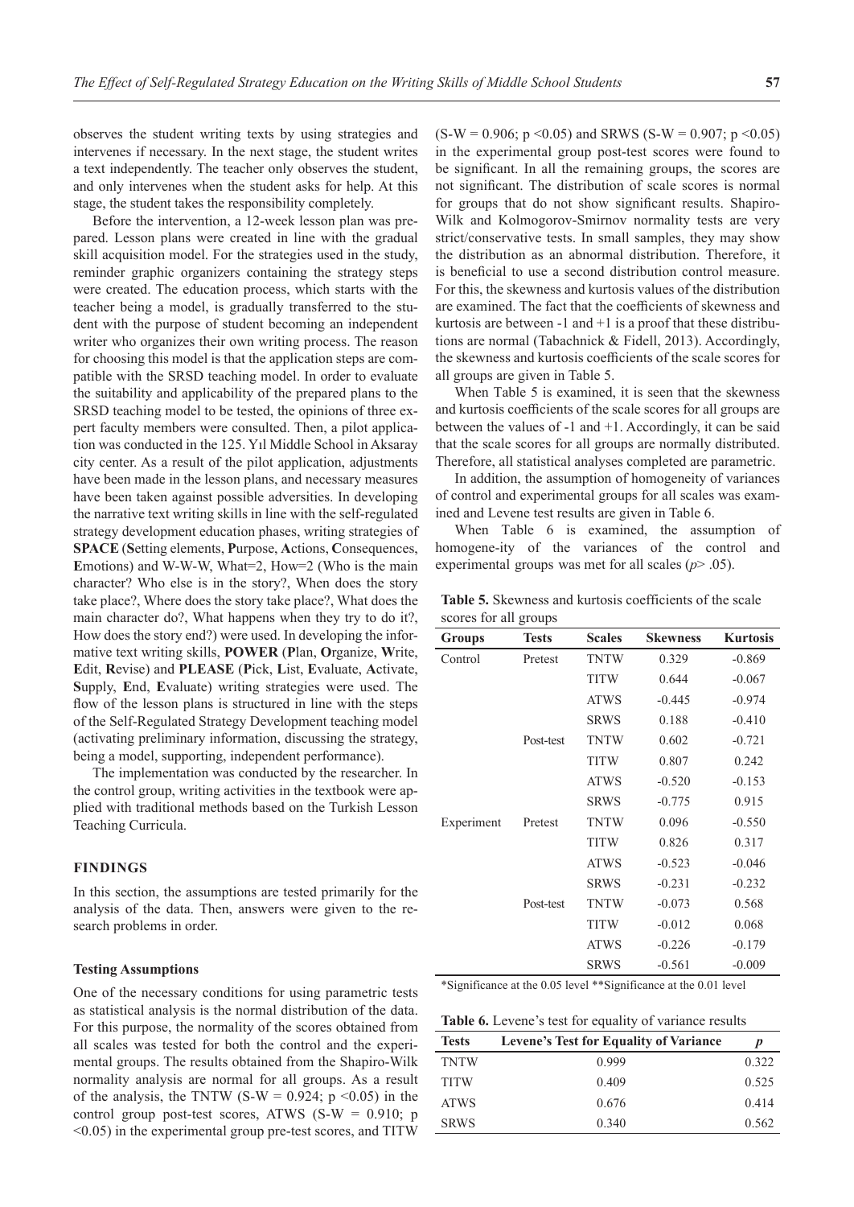observes the student writing texts by using strategies and intervenes if necessary. In the next stage, the student writes a text independently. The teacher only observes the student, and only intervenes when the student asks for help. At this stage, the student takes the responsibility completely.

Before the intervention, a 12-week lesson plan was prepared. Lesson plans were created in line with the gradual skill acquisition model. For the strategies used in the study, reminder graphic organizers containing the strategy steps were created. The education process, which starts with the teacher being a model, is gradually transferred to the student with the purpose of student becoming an independent writer who organizes their own writing process. The reason for choosing this model is that the application steps are compatible with the SRSD teaching model. In order to evaluate the suitability and applicability of the prepared plans to the SRSD teaching model to be tested, the opinions of three expert faculty members were consulted. Then, a pilot application was conducted in the 125. Yıl Middle School in Aksaray city center. As a result of the pilot application, adjustments have been made in the lesson plans, and necessary measures have been taken against possible adversities. In developing the narrative text writing skills in line with the self-regulated strategy development education phases, writing strategies of **SPACE** (**S**etting elements, **P**urpose, **A**ctions, **C**onsequences, **E**motions) and W-W-W, What=2, How=2 (Who is the main character? Who else is in the story?, When does the story take place?, Where does the story take place?, What does the main character do?, What happens when they try to do it?, How does the story end?) were used. In developing the informative text writing skills, **POWER** (**P**lan, **O**rganize, **W**rite, **E**dit, **R**evise) and **PLEASE** (**P**ick, **L**ist, **E**valuate, **A**ctivate, **S**upply, **E**nd, **E**valuate) writing strategies were used. The flow of the lesson plans is structured in line with the steps of the Self-Regulated Strategy Development teaching model (activating preliminary information, discussing the strategy, being a model, supporting, independent performance).

The implementation was conducted by the researcher. In the control group, writing activities in the textbook were applied with traditional methods based on the Turkish Lesson Teaching Curricula.

## FINDINGS

In this section, the assumptions are tested primarily for the analysis of the data. Then, answers were given to the research problems in order.

### Testing Assumptions

One of the necessary conditions for using parametric tests as statistical analysis is the normal distribution of the data. For this purpose, the normality of the scores obtained from all scales was tested for both the control and the experimental groups. The results obtained from the Shapiro-Wilk normality analysis are normal for all groups. As a result of the analysis, the TNTW (S-W = 0.924; $p < 0.05$) in the control group post-test scores, ATWS (S-W = 0.910; $p < 0.05$) in the experimental group pre-test scores, and TITW (S-W = 0.906; $p < 0.05$) and SRWS (S-W = 0.907; $p < 0.05$) in the experimental group post-test scores were found to be significant. In all the remaining groups, the scores are not significant. The distribution of scale scores is normal for groups that do not show significant results. Shapiro-Wilk and Kolmogorov-Smirnov normality tests are very strict/conservative tests. In small samples, they may show the distribution as an abnormal distribution. Therefore, it is beneficial to use a second distribution control measure. For this, the skewness and kurtosis values of the distribution are examined. The fact that the coefficients of skewness and kurtosis are between -1 and +1 is a proof that these distributions are normal (Tabachnick & Fidell, 2013). Accordingly, the skewness and kurtosis coefficients of the scale scores for all groups are given in Table 5.

When Table 5 is examined, it is seen that the skewness and kurtosis coefficients of the scale scores for all groups are between the values of -1 and +1. Accordingly, it can be said that the scale scores for all groups are normally distributed. Therefore, all statistical analyses completed are parametric.

In addition, the assumption of homogeneity of variances of control and experimental groups for all scales was examined and Levene test results are given in Table 6.

When Table 6 is examined, the assumption of homogene-ity of the variances of the control and experimental groups was met for all scales ($p > .05$).

**Table 5.** Skewness and kurtosis coefficients of the scale scores for all groups

| Groups | Tests | Scales | Skewness | Kurtosis |
|---|---|---|---|---|
| Control | Pretest | TNTW | 0.329 | -0.869 |
| | | TITW | 0.644 | -0.067 |
| | | ATWS | -0.445 | -0.974 |
| | | SRWS | 0.188 | -0.410 |
| | Post-test | TNTW | 0.602 | -0.721 |
| | | TITW | 0.807 | 0.242 |
| | | ATWS | -0.520 | -0.153 |
| | | SRWS | -0.775 | 0.915 |
| Experiment | Pretest | TNTW | 0.096 | -0.550 |
| | | TITW | 0.826 | 0.317 |
| | | ATWS | -0.523 | -0.046 |
| | | SRWS | -0.231 | -0.232 |
| | Post-test | TNTW | -0.073 | 0.568 |
| | | TITW | -0.012 | 0.068 |
| | | ATWS | -0.226 | -0.179 |
| | | SRWS | -0.561 | -0.009 |

*Significance at the 0.05 level **Significance at the 0.01 level

**Table 6.** Levene's test for equality of variance results

| Tests | Levene's Test for Equality of Variance | *p* |
|---|---|---|
| TNTW | 0.999 | 0.322 |
| TITW | 0.409 | 0.525 |
| ATWS | 0.676 | 0.414 |
| SRWS | 0.340 | 0.562 |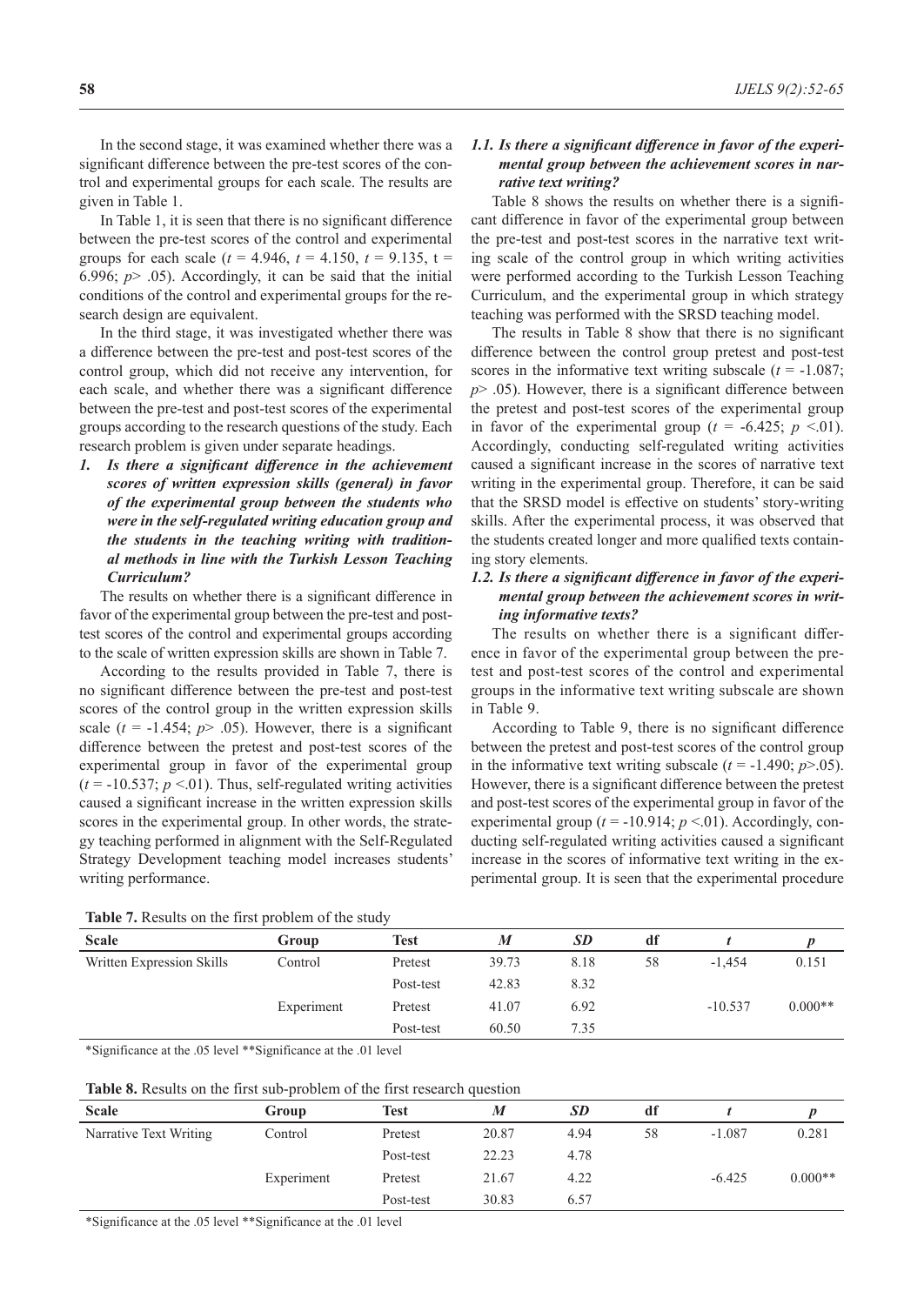In the second stage, it was examined whether there was a significant difference between the pre-test scores of the control and experimental groups for each scale. The results are given in Table 1.

In Table 1, it is seen that there is no significant difference between the pre-test scores of the control and experimental groups for each scale ($t$ = 4.946, $t$ = 4.150, $t$ = 9.135, t = 6.996; $p$> .05). Accordingly, it can be said that the initial conditions of the control and experimental groups for the research design are equivalent.

In the third stage, it was investigated whether there was a difference between the pre-test and post-test scores of the control group, which did not receive any intervention, for each scale, and whether there was a significant difference between the pre-test and post-test scores of the experimental groups according to the research questions of the study. Each research problem is given under separate headings.

***1. Is there a significant difference in the achievement scores of written expression skills (general) in favor of the experimental group between the students who were in the self-regulated writing education group and the students in the teaching writing with traditional methods in line with the Turkish Lesson Teaching Curriculum?***

The results on whether there is a significant difference in favor of the experimental group between the pre-test and post-test scores of the control and experimental groups according to the scale of written expression skills are shown in Table 7.

According to the results provided in Table 7, there is no significant difference between the pre-test and post-test scores of the control group in the written expression skills scale ($t$ = -1.454; $p$> .05). However, there is a significant difference between the pretest and post-test scores of the experimental group in favor of the experimental group ($t$ = -10.537; $p$ <.01). Thus, self-regulated writing activities caused a significant increase in the written expression skills scores in the experimental group. In other words, the strategy teaching performed in alignment with the Self-Regulated Strategy Development teaching model increases students' writing performance.

***1.1. Is there a significant difference in favor of the experimental group between the achievement scores in narrative text writing?***

Table 8 shows the results on whether there is a significant difference in favor of the experimental group between the pre-test and post-test scores in the narrative text writing scale of the control group in which writing activities were performed according to the Turkish Lesson Teaching Curriculum, and the experimental group in which strategy teaching was performed with the SRSD teaching model.

The results in Table 8 show that there is no significant difference between the control group pretest and post-test scores in the informative text writing subscale ($t$ = -1.087; $p$> .05). However, there is a significant difference between the pretest and post-test scores of the experimental group in favor of the experimental group ($t$ = -6.425; $p$ <.01). Accordingly, conducting self-regulated writing activities caused a significant increase in the scores of narrative text writing in the experimental group. Therefore, it can be said that the SRSD model is effective on students' story-writing skills. After the experimental process, it was observed that the students created longer and more qualified texts containing story elements.

***1.2. Is there a significant difference in favor of the experimental group between the achievement scores in writing informative texts?***

The results on whether there is a significant difference in favor of the experimental group between the pretest and post-test scores of the control and experimental groups in the informative text writing subscale are shown in Table 9.

According to Table 9, there is no significant difference between the pretest and post-test scores of the control group in the informative text writing subscale ($t$ = -1.490; $p$>.05). However, there is a significant difference between the pretest and post-test scores of the experimental group in favor of the experimental group ($t$ = -10.914; $p$ <.01). Accordingly, conducting self-regulated writing activities caused a significant increase in the scores of informative text writing in the experimental group. It is seen that the experimental procedure

**Table 7.** Results on the first problem of the study

| Scale | Group | Test | *M* | *SD* | df | *t* | *p* |
|---|---|---|---|---|---|---|---|
| Written Expression Skills | Control | Pretest | 39.73 | 8.18 | 58 | -1,454 | 0.151 |
| | | Post-test | 42.83 | 8.32 | | | |
| | Experiment | Pretest | 41.07 | 6.92 | | -10.537 | 0.000** |
| | | Post-test | 60.50 | 7.35 | | | |

*Significance at the .05 level **Significance at the .01 level

**Table 8.** Results on the first sub-problem of the first research question

| Scale | Group | Test | *M* | *SD* | df | *t* | *p* |
|---|---|---|---|---|---|---|---|
| Narrative Text Writing | Control | Pretest | 20.87 | 4.94 | 58 | -1.087 | 0.281 |
| | | Post-test | 22.23 | 4.78 | | | |
| | Experiment | Pretest | 21.67 | 4.22 | | -6.425 | 0.000** |
| | | Post-test | 30.83 | 6.57 | | | |

*Significance at the .05 level **Significance at the .01 level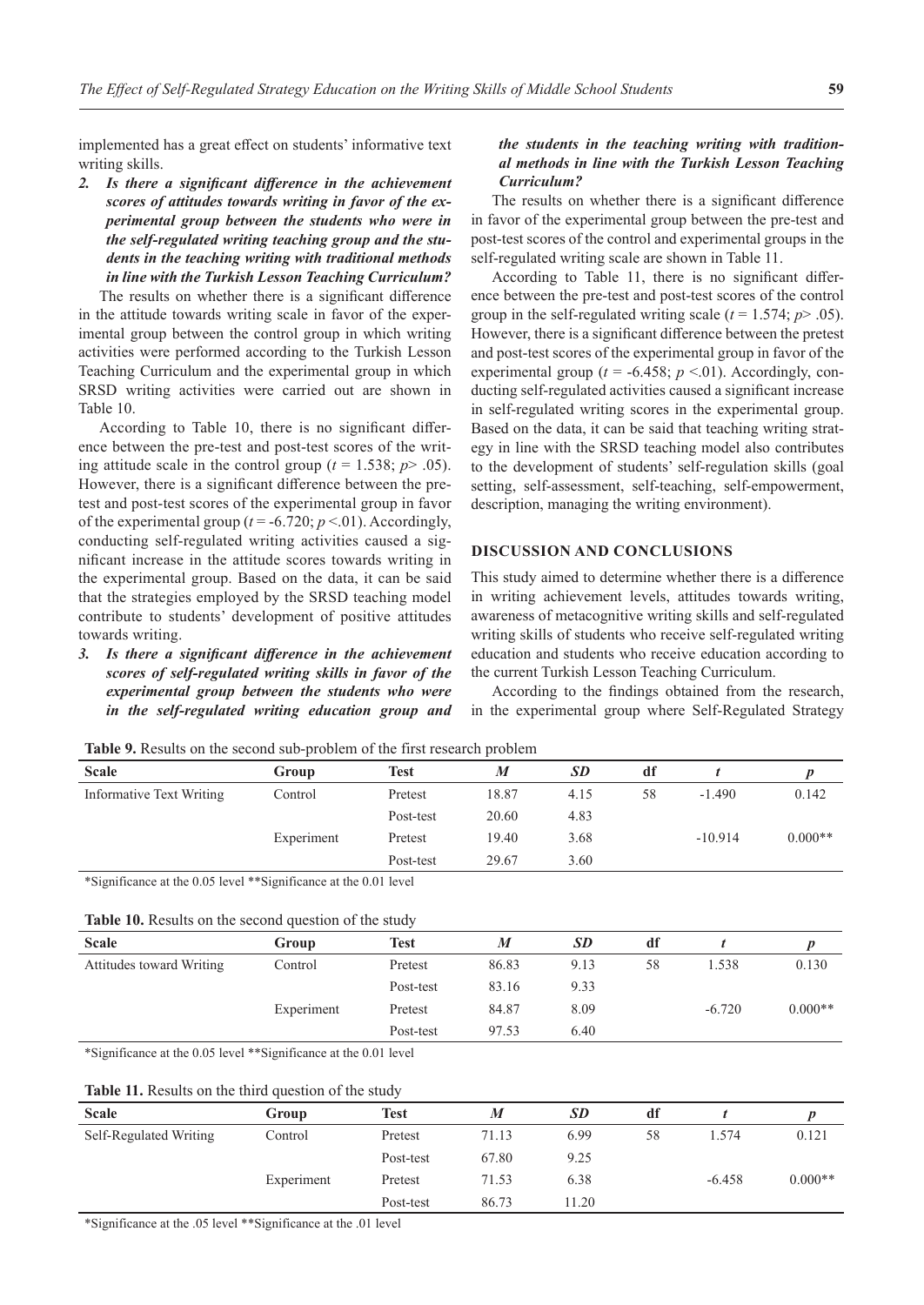implemented has a great effect on students' informative text writing skills.

2. ***Is there a significant difference in the achievement scores of attitudes towards writing in favor of the experimental group between the students who were in the self-regulated writing teaching group and the students in the teaching writing with traditional methods in line with the Turkish Lesson Teaching Curriculum?***

The results on whether there is a significant difference in the attitude towards writing scale in favor of the experimental group between the control group in which writing activities were performed according to the Turkish Lesson Teaching Curriculum and the experimental group in which SRSD writing activities were carried out are shown in Table 10.

According to Table 10, there is no significant difference between the pre-test and post-test scores of the writing attitude scale in the control group ($t$ = 1.538; $p$> .05). However, there is a significant difference between the pretest and post-test scores of the experimental group in favor of the experimental group ($t$ = -6.720; $p$ <.01). Accordingly, conducting self-regulated writing activities caused a significant increase in the attitude scores towards writing in the experimental group. Based on the data, it can be said that the strategies employed by the SRSD teaching model contribute to students' development of positive attitudes towards writing.

3. ***Is there a significant difference in the achievement scores of self-regulated writing skills in favor of the experimental group between the students who were in the self-regulated writing education group and the students in the teaching writing with traditional methods in line with the Turkish Lesson Teaching Curriculum?***

The results on whether there is a significant difference in favor of the experimental group between the pre-test and post-test scores of the control and experimental groups in the self-regulated writing scale are shown in Table 11.

According to Table 11, there is no significant difference between the pre-test and post-test scores of the control group in the self-regulated writing scale ($t$ = 1.574; $p$> .05). However, there is a significant difference between the pretest and post-test scores of the experimental group in favor of the experimental group ($t$ = -6.458; $p$ <.01). Accordingly, conducting self-regulated activities caused a significant increase in self-regulated writing scores in the experimental group. Based on the data, it can be said that teaching writing strategy in line with the SRSD teaching model also contributes to the development of students' self-regulation skills (goal setting, self-assessment, self-teaching, self-empowerment, description, managing the writing environment).

## DISCUSSION AND CONCLUSIONS

This study aimed to determine whether there is a difference in writing achievement levels, attitudes towards writing, awareness of metacognitive writing skills and self-regulated writing skills of students who receive self-regulated writing education and students who receive education according to the current Turkish Lesson Teaching Curriculum.

According to the findings obtained from the research, in the experimental group where Self-Regulated Strategy

**Table 9.** Results on the second sub-problem of the first research problem

| Scale | Group | Test | *M* | *SD* | df | *t* | *p* |
|---|---|---|---|---|---|---|---|
| Informative Text Writing | Control | Pretest | 18.87 | 4.15 | 58 | -1.490 | 0.142 |
| | | Post-test | 20.60 | 4.83 | | | |
| | Experiment | Pretest | 19.40 | 3.68 | | -10.914 | 0.000** |
| | | Post-test | 29.67 | 3.60 | | | |

*Significance at the 0.05 level **Significance at the 0.01 level

**Table 10.** Results on the second question of the study

| Scale | Group | Test | *M* | *SD* | df | *t* | *p* |
|---|---|---|---|---|---|---|---|
| Attitudes toward Writing | Control | Pretest | 86.83 | 9.13 | 58 | 1.538 | 0.130 |
| | | Post-test | 83.16 | 9.33 | | | |
| | Experiment | Pretest | 84.87 | 8.09 | | -6.720 | 0.000** |
| | | Post-test | 97.53 | 6.40 | | | |

*Significance at the 0.05 level **Significance at the 0.01 level

**Table 11.** Results on the third question of the study

| Scale | Group | Test | *M* | *SD* | df | *t* | *p* |
|---|---|---|---|---|---|---|---|
| Self-Regulated Writing | Control | Pretest | 71.13 | 6.99 | 58 | 1.574 | 0.121 |
| | | Post-test | 67.80 | 9.25 | | | |
| | Experiment | Pretest | 71.53 | 6.38 | | -6.458 | 0.000** |
| | | Post-test | 86.73 | 11.20 | | | |

*Significance at the .05 level **Significance at the .01 level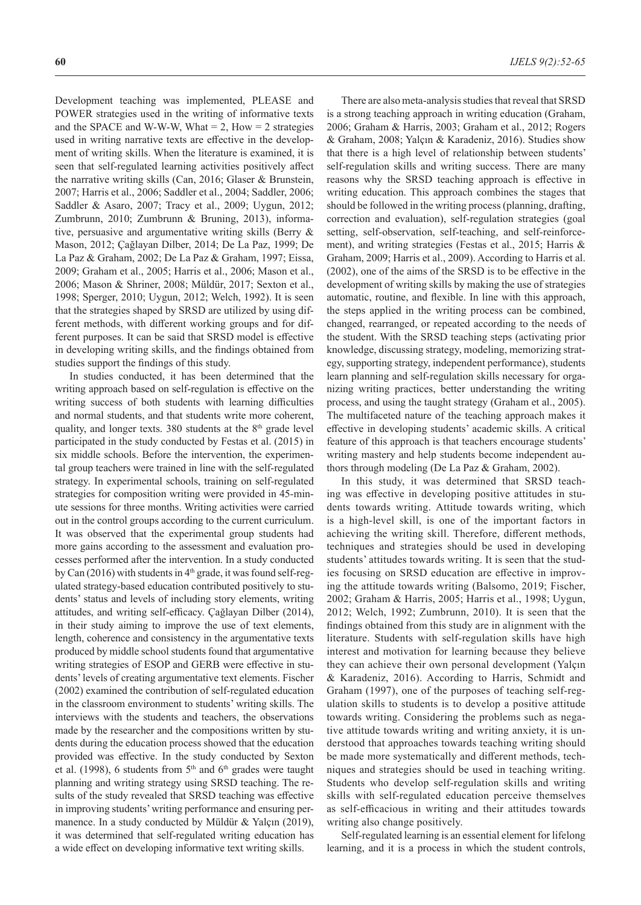Development teaching was implemented, PLEASE and POWER strategies used in the writing of informative texts and the SPACE and W-W-W, What = 2, How = 2 strategies used in writing narrative texts are effective in the development of writing skills. When the literature is examined, it is seen that self-regulated learning activities positively affect the narrative writing skills (Can, 2016; Glaser & Brunstein, 2007; Harris et al., 2006; Saddler et al., 2004; Saddler, 2006; Saddler & Asaro, 2007; Tracy et al., 2009; Uygun, 2012; Zumbrunn, 2010; Zumbrunn & Bruning, 2013), informative, persuasive and argumentative writing skills (Berry & Mason, 2012; Çağlayan Dilber, 2014; De La Paz, 1999; De La Paz & Graham, 2002; De La Paz & Graham, 1997; Eissa, 2009; Graham et al., 2005; Harris et al., 2006; Mason et al., 2006; Mason & Shriner, 2008; Müldür, 2017; Sexton et al., 1998; Sperger, 2010; Uygun, 2012; Welch, 1992). It is seen that the strategies shaped by SRSD are utilized by using different methods, with different working groups and for different purposes. It can be said that SRSD model is effective in developing writing skills, and the findings obtained from studies support the findings of this study.

In studies conducted, it has been determined that the writing approach based on self-regulation is effective on the writing success of both students with learning difficulties and normal students, and that students write more coherent, quality, and longer texts. 380 students at the 8th grade level participated in the study conducted by Festas et al. (2015) in six middle schools. Before the intervention, the experimental group teachers were trained in line with the self-regulated strategy. In experimental schools, training on self-regulated strategies for composition writing were provided in 45-minute sessions for three months. Writing activities were carried out in the control groups according to the current curriculum. It was observed that the experimental group students had more gains according to the assessment and evaluation processes performed after the intervention. In a study conducted by Can (2016) with students in 4th grade, it was found self-regulated strategy-based education contributed positively to students' status and levels of including story elements, writing attitudes, and writing self-efficacy. Çağlayan Dilber (2014), in their study aiming to improve the use of text elements, length, coherence and consistency in the argumentative texts produced by middle school students found that argumentative writing strategies of ESOP and GERB were effective in students' levels of creating argumentative text elements. Fischer (2002) examined the contribution of self-regulated education in the classroom environment to students' writing skills. The interviews with the students and teachers, the observations made by the researcher and the compositions written by students during the education process showed that the education provided was effective. In the study conducted by Sexton et al. (1998), 6 students from 5th and 6th grades were taught planning and writing strategy using SRSD teaching. The results of the study revealed that SRSD teaching was effective in improving students' writing performance and ensuring permanence. In a study conducted by Müldür & Yalçın (2019), it was determined that self-regulated writing education has a wide effect on developing informative text writing skills.

There are also meta-analysis studies that reveal that SRSD is a strong teaching approach in writing education (Graham, 2006; Graham & Harris, 2003; Graham et al., 2012; Rogers & Graham, 2008; Yalçın & Karadeniz, 2016). Studies show that there is a high level of relationship between students' self-regulation skills and writing success. There are many reasons why the SRSD teaching approach is effective in writing education. This approach combines the stages that should be followed in the writing process (planning, drafting, correction and evaluation), self-regulation strategies (goal setting, self-observation, self-teaching, and self-reinforcement), and writing strategies (Festas et al., 2015; Harris & Graham, 2009; Harris et al., 2009). According to Harris et al. (2002), one of the aims of the SRSD is to be effective in the development of writing skills by making the use of strategies automatic, routine, and flexible. In line with this approach, the steps applied in the writing process can be combined, changed, rearranged, or repeated according to the needs of the student. With the SRSD teaching steps (activating prior knowledge, discussing strategy, modeling, memorizing strategy, supporting strategy, independent performance), students learn planning and self-regulation skills necessary for organizing writing practices, better understanding the writing process, and using the taught strategy (Graham et al., 2005). The multifaceted nature of the teaching approach makes it effective in developing students' academic skills. A critical feature of this approach is that teachers encourage students' writing mastery and help students become independent authors through modeling (De La Paz & Graham, 2002).

In this study, it was determined that SRSD teaching was effective in developing positive attitudes in students towards writing. Attitude towards writing, which is a high-level skill, is one of the important factors in achieving the writing skill. Therefore, different methods, techniques and strategies should be used in developing students' attitudes towards writing. It is seen that the studies focusing on SRSD education are effective in improving the attitude towards writing (Balsomo, 2019; Fischer, 2002; Graham & Harris, 2005; Harris et al., 1998; Uygun, 2012; Welch, 1992; Zumbrunn, 2010). It is seen that the findings obtained from this study are in alignment with the literature. Students with self-regulation skills have high interest and motivation for learning because they believe they can achieve their own personal development (Yalçın & Karadeniz, 2016). According to Harris, Schmidt and Graham (1997), one of the purposes of teaching self-regulation skills to students is to develop a positive attitude towards writing. Considering the problems such as negative attitude towards writing and writing anxiety, it is understood that approaches towards teaching writing should be made more systematically and different methods, techniques and strategies should be used in teaching writing. Students who develop self-regulation skills and writing skills with self-regulated education perceive themselves as self-efficacious in writing and their attitudes towards writing also change positively.

Self-regulated learning is an essential element for lifelong learning, and it is a process in which the student controls,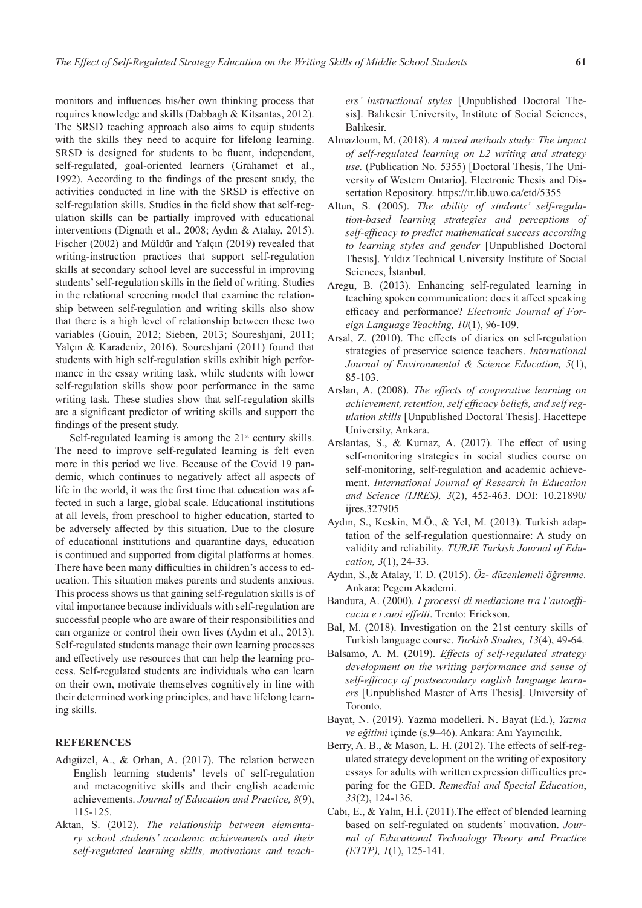monitors and influences his/her own thinking process that requires knowledge and skills (Dabbagh & Kitsantas, 2012). The SRSD teaching approach also aims to equip students with the skills they need to acquire for lifelong learning. SRSD is designed for students to be fluent, independent, self-regulated, goal-oriented learners (Grahamet et al., 1992). According to the findings of the present study, the activities conducted in line with the SRSD is effective on self-regulation skills. Studies in the field show that self-regulation skills can be partially improved with educational interventions (Dignath et al., 2008; Aydın & Atalay, 2015). Fischer (2002) and Müldür and Yalçın (2019) revealed that writing-instruction practices that support self-regulation skills at secondary school level are successful in improving students' self-regulation skills in the field of writing. Studies in the relational screening model that examine the relationship between self-regulation and writing skills also show that there is a high level of relationship between these two variables (Gouin, 2012; Sieben, 2013; Soureshjani, 2011; Yalçın & Karadeniz, 2016). Soureshjani (2011) found that students with high self-regulation skills exhibit high performance in the essay writing task, while students with lower self-regulation skills show poor performance in the same writing task. These studies show that self-regulation skills are a significant predictor of writing skills and support the findings of the present study.

Self-regulated learning is among the 21st century skills. The need to improve self-regulated learning is felt even more in this period we live. Because of the Covid 19 pandemic, which continues to negatively affect all aspects of life in the world, it was the first time that education was affected in such a large, global scale. Educational institutions at all levels, from preschool to higher education, started to be adversely affected by this situation. Due to the closure of educational institutions and quarantine days, education is continued and supported from digital platforms at homes. There have been many difficulties in children's access to education. This situation makes parents and students anxious. This process shows us that gaining self-regulation skills is of vital importance because individuals with self-regulation are successful people who are aware of their responsibilities and can organize or control their own lives (Aydın et al., 2013). Self-regulated students manage their own learning processes and effectively use resources that can help the learning process. Self-regulated students are individuals who can learn on their own, motivate themselves cognitively in line with their determined working principles, and have lifelong learning skills.

## REFERENCES

Adıgüzel, A., & Orhan, A. (2017). The relation between English learning students' levels of self-regulation and metacognitive skills and their english academic achievements. *Journal of Education and Practice, 8*(9), 115-125.

Aktan, S. (2012). *The relationship between elementary school students' academic achievements and their self-regulated learning skills, motivations and teachers' instructional styles* [Unpublished Doctoral Thesis]. Balıkesir University, Institute of Social Sciences, Balıkesir.

Almazloum, M. (2018). *A mixed methods study: The impact of self-regulated learning on L2 writing and strategy use.* (Publication No. 5355) [Doctoral Thesis, The University of Western Ontario]. Electronic Thesis and Dissertation Repository. https://ir.lib.uwo.ca/etd/5355

Altun, S. (2005). *The ability of students' self-regulation-based learning strategies and perceptions of self-efficacy to predict mathematical success according to learning styles and gender* [Unpublished Doctoral Thesis]. Yıldız Technical University Institute of Social Sciences, İstanbul.

Aregu, B. (2013). Enhancing self-regulated learning in teaching spoken communication: does it affect speaking efficacy and performance? *Electronic Journal of Foreign Language Teaching, 10*(1), 96-109.

Arsal, Z. (2010). The effects of diaries on self-regulation strategies of preservice science teachers. *International Journal of Environmental & Science Education, 5*(1), 85-103.

Arslan, A. (2008). *The effects of cooperative learning on achievement, retention, self efficacy beliefs, and self regulation skills* [Unpublished Doctoral Thesis]. Hacettepe University, Ankara.

Arslantas, S., & Kurnaz, A. (2017). The effect of using self-monitoring strategies in social studies course on self-monitoring, self-regulation and academic achievement. *International Journal of Research in Education and Science (IJRES), 3*(2), 452-463. DOI: 10.21890/ijres.327905

Aydın, S., Keskin, M.Ö., & Yel, M. (2013). Turkish adaptation of the self-regulation questionnaire: A study on validity and reliability. *TURJE Turkish Journal of Education, 3*(1), 24-33.

Aydın, S.,& Atalay, T. D. (2015). *Öz- düzenlemeli öğrenme.* Ankara: Pegem Akademi.

Bandura, A. (2000). *I processi di mediazione tra l'autoefficacia e i suoi effetti*. Trento: Erickson.

Bal, M. (2018). Investigation on the 21st century skills of Turkish language course. *Turkish Studies, 13*(4), 49-64.

Balsamo, A. M. (2019). *Effects of self-regulated strategy development on the writing performance and sense of self-efficacy of postsecondary english language learners* [Unpublished Master of Arts Thesis]. University of Toronto.

Bayat, N. (2019). Yazma modelleri. N. Bayat (Ed.), *Yazma ve eğitimi* içinde (s.9–46). Ankara: Anı Yayıncılık.

Berry, A. B., & Mason, L. H. (2012). The effects of self-regulated strategy development on the writing of expository essays for adults with written expression difficulties preparing for the GED. *Remedial and Special Education*, *33*(2), 124-136.

Cabı, E., & Yalın, H.İ. (2011).The effect of blended learning based on self-regulated on students' motivation. *Journal of Educational Technology Theory and Practice (ETTP), 1*(1), 125-141.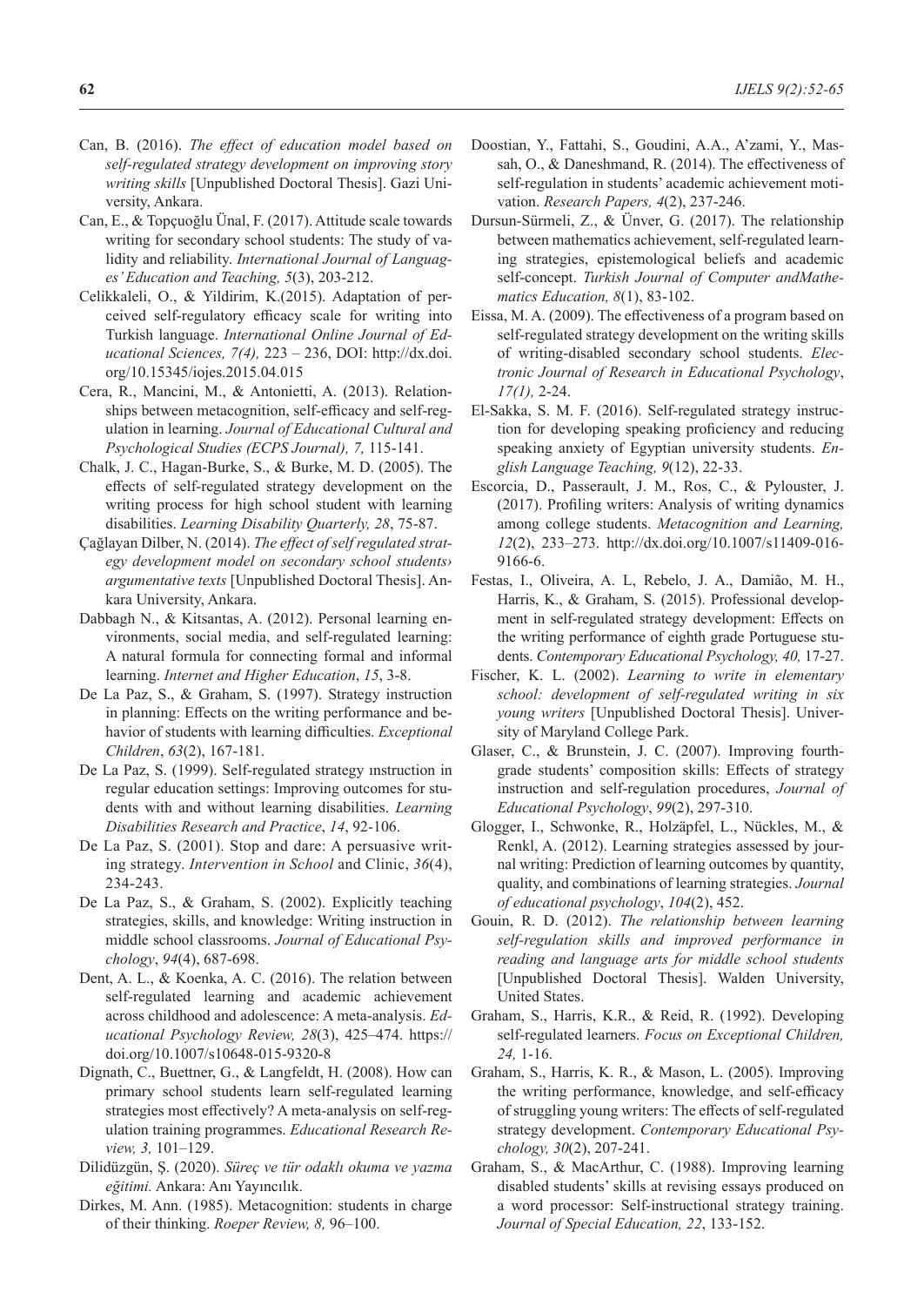Can, B. (2016). *The effect of education model based on self-regulated strategy development on improving story writing skills* [Unpublished Doctoral Thesis]. Gazi University, Ankara.

Can, E., & Topçuoğlu Ünal, F. (2017). Attitude scale towards writing for secondary school students: The study of validity and reliability. *International Journal of Languages' Education and Teaching, 5*(3), 203-212.

Celikkaleli, O., & Yildirim, K.(2015). Adaptation of perceived self-regulatory efficacy scale for writing into Turkish language. *International Online Journal of Educational Sciences, 7(4),* 223 – 236, DOI: http://dx.doi.org/10.15345/iojes.2015.04.015

Cera, R., Mancini, M., & Antonietti, A. (2013). Relationships between metacognition, self-efficacy and self-regulation in learning. *Journal of Educational Cultural and Psychological Studies (ECPS Journal), 7,* 115-141.

Chalk, J. C., Hagan-Burke, S., & Burke, M. D. (2005). The effects of self-regulated strategy development on the writing process for high school student with learning disabilities. *Learning Disability Quarterly, 28*, 75-87.

Çağlayan Dilber, N. (2014). *The effect of self regulated strategy development model on secondary school students› argumentative texts* [Unpublished Doctoral Thesis]. Ankara University, Ankara.

Dabbagh N., & Kitsantas, A. (2012). Personal learning environments, social media, and self-regulated learning: A natural formula for connecting formal and informal learning. *Internet and Higher Education*, *15*, 3-8.

De La Paz, S., & Graham, S. (1997). Strategy instruction in planning: Effects on the writing performance and behavior of students with learning difficulties. *Exceptional Children*, *63*(2), 167-181.

De La Paz, S. (1999). Self-regulated strategy ınstruction in regular education settings: Improving outcomes for students with and without learning disabilities. *Learning Disabilities Research and Practice*, *14*, 92-106.

De La Paz, S. (2001). Stop and dare: A persuasive writing strategy. *Intervention in School* and Clinic, *36*(4), 234-243.

De La Paz, S., & Graham, S. (2002). Explicitly teaching strategies, skills, and knowledge: Writing instruction in middle school classrooms. *Journal of Educational Psychology*, *94*(4), 687-698.

Dent, A. L., & Koenka, A. C. (2016). The relation between self-regulated learning and academic achievement across childhood and adolescence: A meta-analysis. *Educational Psychology Review, 28*(3), 425–474. https://doi.org/10.1007/s10648-015-9320-8

Dignath, C., Buettner, G., & Langfeldt, H. (2008). How can primary school students learn self-regulated learning strategies most effectively? A meta-analysis on self-regulation training programmes. *Educational Research Review, 3,* 101–129.

Dilidüzgün, Ş. (2020). *Süreç ve tür odaklı okuma ve yazma eğitimi.* Ankara: Anı Yayıncılık.

Dirkes, M. Ann. (1985). Metacognition: students in charge of their thinking. *Roeper Review, 8,* 96–100.

Doostian, Y., Fattahi, S., Goudini, A.A., A'zami, Y., Massah, O., & Daneshmand, R. (2014). The effectiveness of self-regulation in students' academic achievement motivation. *Research Papers, 4*(2), 237-246.

Dursun-Sürmeli, Z., & Ünver, G. (2017). The relationship between mathematics achievement, self-regulated learning strategies, epistemological beliefs and academic self-concept. *Turkish Journal of Computer andMathematics Education, 8*(1), 83-102.

Eissa, M. A. (2009). The effectiveness of a program based on self-regulated strategy development on the writing skills of writing-disabled secondary school students. *Electronic Journal of Research in Educational Psychology*, *17(1),* 2-24.

El-Sakka, S. M. F. (2016). Self-regulated strategy instruction for developing speaking proficiency and reducing speaking anxiety of Egyptian university students. *English Language Teaching, 9*(12), 22-33.

Escorcia, D., Passerault, J. M., Ros, C., & Pylouster, J. (2017). Profiling writers: Analysis of writing dynamics among college students. *Metacognition and Learning, 12*(2), 233–273. http://dx.doi.org/10.1007/s11409-016-9166-6.

Festas, I., Oliveira, A. L, Rebelo, J. A., Damião, M. H., Harris, K., & Graham, S. (2015). Professional development in self-regulated strategy development: Effects on the writing performance of eighth grade Portuguese students. *Contemporary Educational Psychology, 40,* 17-27.

Fischer, K. L. (2002). *Learning to write in elementary school: development of self-regulated writing in six young writers* [Unpublished Doctoral Thesis]. University of Maryland College Park.

Glaser, C., & Brunstein, J. C. (2007). Improving fourth-grade students' composition skills: Effects of strategy instruction and self-regulation procedures, *Journal of Educational Psychology*, *99*(2), 297-310.

Glogger, I., Schwonke, R., Holzäpfel, L., Nückles, M., & Renkl, A. (2012). Learning strategies assessed by journal writing: Prediction of learning outcomes by quantity, quality, and combinations of learning strategies. *Journal of educational psychology*, *104*(2), 452.

Gouin, R. D. (2012). *The relationship between learning self-regulation skills and improved performance in reading and language arts for middle school students* [Unpublished Doctoral Thesis]. Walden University, United States.

Graham, S., Harris, K.R., & Reid, R. (1992). Developing self-regulated learners. *Focus on Exceptional Children, 24,* 1-16.

Graham, S., Harris, K. R., & Mason, L. (2005). Improving the writing performance, knowledge, and self-efficacy of struggling young writers: The effects of self-regulated strategy development. *Contemporary Educational Psychology, 30*(2), 207-241.

Graham, S., & MacArthur, C. (1988). Improving learning disabled students' skills at revising essays produced on a word processor: Self-instructional strategy training. *Journal of Special Education, 22*, 133-152.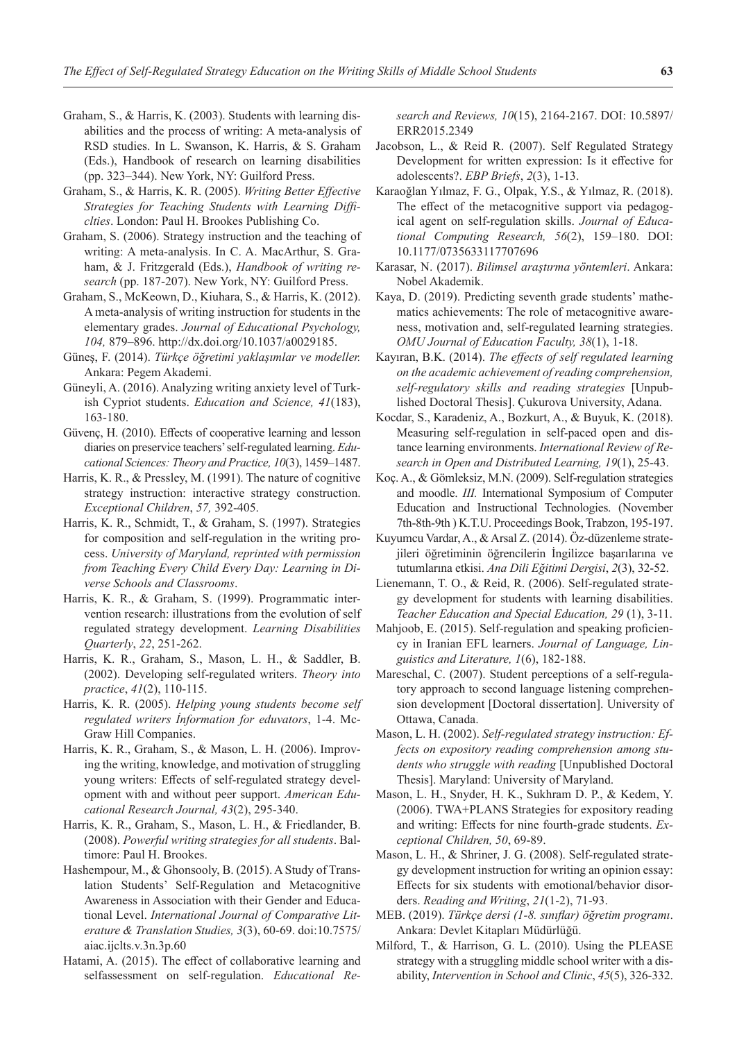Graham, S., & Harris, K. (2003). Students with learning disabilities and the process of writing: A meta-analysis of RSD studies. In L. Swanson, K. Harris, & S. Graham (Eds.), Handbook of research on learning disabilities (pp. 323–344). New York, NY: Guilford Press.

Graham, S., & Harris, K. R. (2005). *Writing Better Effective Strategies for Teaching Students with Learning Difficlties*. London: Paul H. Brookes Publishing Co.

Graham, S. (2006). Strategy instruction and the teaching of writing: A meta-analysis. In C. A. MacArthur, S. Graham, & J. Fritzgerald (Eds.), *Handbook of writing research* (pp. 187-207). New York, NY: Guilford Press.

Graham, S., McKeown, D., Kiuhara, S., & Harris, K. (2012). A meta-analysis of writing instruction for students in the elementary grades. *Journal of Educational Psychology, 104,* 879–896. http://dx.doi.org/10.1037/a0029185.

Güneş, F. (2014). *Türkçe öğretimi yaklaşımlar ve modeller.* Ankara: Pegem Akademi.

Güneyli, A. (2016). Analyzing writing anxiety level of Turkish Cypriot students. *Education and Science, 41*(183), 163-180.

Güvenç, H. (2010). Effects of cooperative learning and lesson diaries on preservice teachers' self-regulated learning. *Educational Sciences: Theory and Practice, 10*(3), 1459–1487.

Harris, K. R., & Pressley, M. (1991). The nature of cognitive strategy instruction: interactive strategy construction. *Exceptional Children*, *57,* 392-405.

Harris, K. R., Schmidt, T., & Graham, S. (1997). Strategies for composition and self-regulation in the writing process. *University of Maryland, reprinted with permission from Teaching Every Child Every Day: Learning in Diverse Schools and Classrooms*.

Harris, K. R., & Graham, S. (1999). Programmatic intervention research: illustrations from the evolution of self regulated strategy development. *Learning Disabilities Quarterly*, *22*, 251-262.

Harris, K. R., Graham, S., Mason, L. H., & Saddler, B. (2002). Developing self-regulated writers. *Theory into practice*, *41*(2), 110-115.

Harris, K. R. (2005). *Helping young students become self regulated writers İnformation for eduvators*, 1-4. McGraw Hill Companies.

Harris, K. R., Graham, S., & Mason, L. H. (2006). Improving the writing, knowledge, and motivation of struggling young writers: Effects of self-regulated strategy development with and without peer support. *American Educational Research Journal, 43*(2), 295-340.

Harris, K. R., Graham, S., Mason, L. H., & Friedlander, B. (2008). *Powerful writing strategies for all students*. Baltimore: Paul H. Brookes.

Hashempour, M., & Ghonsooly, B. (2015). A Study of Translation Students' Self-Regulation and Metacognitive Awareness in Association with their Gender and Educational Level. *International Journal of Comparative Literature & Translation Studies, 3*(3), 60-69. doi:10.7575/aiac.ijclts.v.3n.3p.60

Hatami, A. (2015). The effect of collaborative learning and selfassessment on self-regulation. *Educational Research and Reviews, 10*(15), 2164-2167. DOI: 10.5897/ERR2015.2349

Jacobson, L., & Reid R. (2007). Self Regulated Strategy Development for written expression: Is it effective for adolescents?. *EBP Briefs*, *2*(3), 1-13.

Karaoğlan Yılmaz, F. G., Olpak, Y.S., & Yılmaz, R. (2018). The effect of the metacognitive support via pedagogical agent on self-regulation skills. *Journal of Educational Computing Research, 56*(2), 159–180. DOI: 10.1177/0735633117707696

Karasar, N. (2017). *Bilimsel araştırma yöntemleri*. Ankara: Nobel Akademik.

Kaya, D. (2019). Predicting seventh grade students' mathematics achievements: The role of metacognitive awareness, motivation and, self-regulated learning strategies. *OMU Journal of Education Faculty, 38*(1), 1-18.

Kayıran, B.K. (2014). *The effects of self regulated learning on the academic achievement of reading comprehension, self-regulatory skills and reading strategies* [Unpublished Doctoral Thesis]. Çukurova University, Adana.

Kocdar, S., Karadeniz, A., Bozkurt, A., & Buyuk, K. (2018). Measuring self-regulation in self-paced open and distance learning environments. *International Review of Research in Open and Distributed Learning, 19*(1), 25-43.

Koç. A., & Gömleksiz, M.N. (2009). Self-regulation strategies and moodle. *III.* International Symposium of Computer Education and Instructional Technologies. (November 7th-8th-9th ) K.T.U. Proceedings Book, Trabzon, 195-197.

Kuyumcu Vardar, A., & Arsal Z. (2014). Öz-düzenleme stratejileri öğretiminin öğrencilerin İngilizce başarılarına ve tutumlarına etkisi. *Ana Dili Eğitimi Dergisi*, *2*(3), 32-52.

Lienemann, T. O., & Reid, R. (2006). Self-regulated strategy development for students with learning disabilities. *Teacher Education and Special Education, 29* (1), 3-11.

Mahjoob, E. (2015). Self-regulation and speaking proficiency in Iranian EFL learners. *Journal of Language, Linguistics and Literature, 1*(6), 182-188.

Mareschal, C. (2007). Student perceptions of a self-regulatory approach to second language listening comprehension development [Doctoral dissertation]. University of Ottawa, Canada.

Mason, L. H. (2002). *Self-regulated strategy instruction: Effects on expository reading comprehension among students who struggle with reading* [Unpublished Doctoral Thesis]. Maryland: University of Maryland.

Mason, L. H., Snyder, H. K., Sukhram D. P., & Kedem, Y. (2006). TWA+PLANS Strategies for expository reading and writing: Effects for nine fourth-grade students. *Exceptional Children, 50*, 69-89.

Mason, L. H., & Shriner, J. G. (2008). Self-regulated strategy development instruction for writing an opinion essay: Effects for six students with emotional/behavior disorders. *Reading and Writing*, *21*(1-2), 71-93.

MEB. (2019). *Türkçe dersi (1-8. sınıflar) öğretim programı*. Ankara: Devlet Kitapları Müdürlüğü.

Milford, T., & Harrison, G. L. (2010). Using the PLEASE strategy with a struggling middle school writer with a disability, *Intervention in School and Clinic*, *45*(5), 326-332.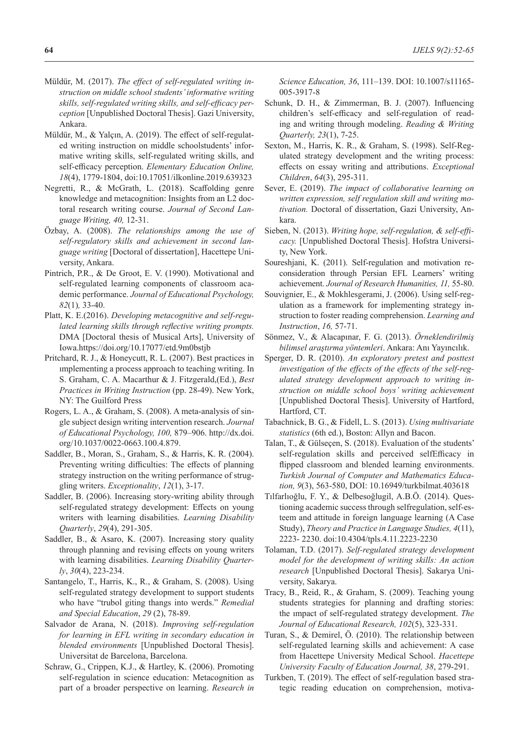Müldür, M. (2017). *The effect of self-regulated writing instruction on middle school students' informative writing skills, self-regulated writing skills, and self-efficacy perception* [Unpublished Doctoral Thesis]. Gazi University, Ankara.

Müldür, M., & Yalçın, A. (2019). The effect of self-regulated writing instruction on middle schoolstudents' informative writing skills, self-regulated writing skills, and self-efficacy perception. *Elementary Education Online, 18*(4), 1779-1804, doi:10.17051/ilkonline.2019.639323

Negretti, R., & McGrath, L. (2018). Scaffolding genre knowledge and metacognition: Insights from an L2 doctoral research writing course. *Journal of Second Language Writing, 40,* 12-31.

Özbay, A. (2008). *The relationships among the use of self-regulatory skills and achievement in second language writing* [Doctoral of dissertation], Hacettepe University, Ankara.

Pintrich, P.R., & De Groot, E. V. (1990). Motivational and self-regulated learning components of classroom academic performance. *Journal of Educational Psychology, 82*(1)*,* 33-40.

Platt, K. E.(2016). *Developing metacognitive and self-regulated learning skills through reflective writing prompts.* DMA [Doctoral thesis of Musical Arts], University of Iowa.https://doi.org/10.17077/etd.9m0bstjb

Pritchard, R. J., & Honeycutt, R. L. (2007). Best practices in ımplementing a process approach to teaching writing. In S. Graham, C. A. Macarthur & J. Fitzgerald,(Ed.), *Best Practices in Writing Instruction* (pp. 28-49). New York, NY: The Guilford Press

Rogers, L. A., & Graham, S. (2008). A meta-analysis of single subject design writing intervention research. *Journal of Educational Psychology, 100,* 879–906. http://dx.doi.org/10.1037/0022-0663.100.4.879.

Saddler, B., Moran, S., Graham, S., & Harris, K. R. (2004). Preventing writing difficulties: The effects of planning strategy instruction on the writing performance of struggling writers. *Exceptionality*, *12*(1), 3-17.

Saddler, B. (2006). Increasing story-writing ability through self-regulated strategy development: Effects on young writers with learning disabilities. *Learning Disability Quarterly*, *29*(4), 291-305.

Saddler, B., & Asaro, K. (2007). Increasing story quality through planning and revising effects on young writers with learning disabilities. *Learning Disability Quarterly*, *30*(4), 223-234.

Santangelo, T., Harris, K., R., & Graham, S. (2008). Using self-regulated strategy development to support students who have "trubol giting thangs into werds." *Remedial and Special Education*, *29* (2), 78-89.

Salvador de Arana, N. (2018). *Improving self-regulation for learning in EFL writing in secondary education in blended environments* [Unpublished Doctoral Thesis]. Universitat de Barcelona, Barcelona.

Schraw, G., Crippen, K.J., & Hartley, K. (2006). Promoting self-regulation in science education: Metacognition as part of a broader perspective on learning. *Research in Science Education, 36*, 111–139. DOI: 10.1007/s11165-005-3917-8

Schunk, D. H., & Zimmerman, B. J. (2007). Influencing children's self-efficacy and self-regulation of reading and writing through modeling. *Reading & Writing Quarterly, 23*(1), 7-25.

Sexton, M., Harris, K. R., & Graham, S. (1998). Self-Regulated strategy development and the writing process: effects on essay writing and attributions. *Exceptional Children*, *64*(3), 295-311.

Sever, E. (2019). *The impact of collaborative learning on written expression, self regulation skill and writing motivation.* Doctoral of dissertation, Gazi University, Ankara.

Sieben, N. (2013). *Writing hope, self-regulation, & self-efficacy.* [Unpublished Doctoral Thesis]. Hofstra University, New York.

Soureshjani, K. (2011). Self-regulation and motivation reconsideration through Persian EFL Learners' writing achievement. *Journal of Research Humanities, 11,* 55-80.

Souvignier, E., & Mokhlesgerami, J. (2006). Using self-regulation as a framework for implementing strategy instruction to foster reading comprehension. *Learning and Instruction*, *16,* 57-71.

Sönmez, V., & Alacapınar, F. G. (2013). *Örneklendirilmiş bilimsel araştırma yöntemleri*. Ankara: Anı Yayıncılık.

Sperger, D. R. (2010). *An exploratory pretest and posttest investigation of the effects of the effects of the self-regulated strategy development approach to writing instruction on middle school boys' writing achievement* [Unpublished Doctoral Thesis]. University of Hartford, Hartford, CT.

Tabachnick, B. G., & Fidell, L. S. (2013). *Using multivariate statistics* (6th ed.), Boston: Allyn and Bacon.

Talan, T., & Gülseçen, S. (2018). Evaluation of the students' self-regulation skills and perceived selfEfficacy in flipped classroom and blended learning environments. *Turkish Journal of Computer and Mathematics Education, 9*(3), 563-580, DOI: 10.16949/turkbilmat.403618

Tılfarlıoğlu, F. Y., & Delbesoğlugil, A.B.Ö. (2014). Questioning academic success through selfregulation, self-esteem and attitude in foreign language learning (A Case Study), *Theory and Practice in Language Studies, 4*(11), 2223- 2230. doi:10.4304/tpls.4.11.2223-2230

Tolaman, T.D. (2017). *Self-regulated strategy development model for the development of writing skills: An action research* [Unpublished Doctoral Thesis]. Sakarya University, Sakarya.

Tracy, B., Reid, R., & Graham, S. (2009). Teaching young students strategies for planning and drafting stories: the ımpact of self-regulated strategy development. *The Journal of Educational Research, 102*(5), 323-331.

Turan, S., & Demirel, Ö. (2010). The relationship between self-regulated learning skills and achievement: A case from Hacettepe University Medical School. *Hacettepe University Faculty of Education Journal, 38*, 279-291.

Turkben, T. (2019). The effect of self-regulation based strategic reading education on comprehension, motiva-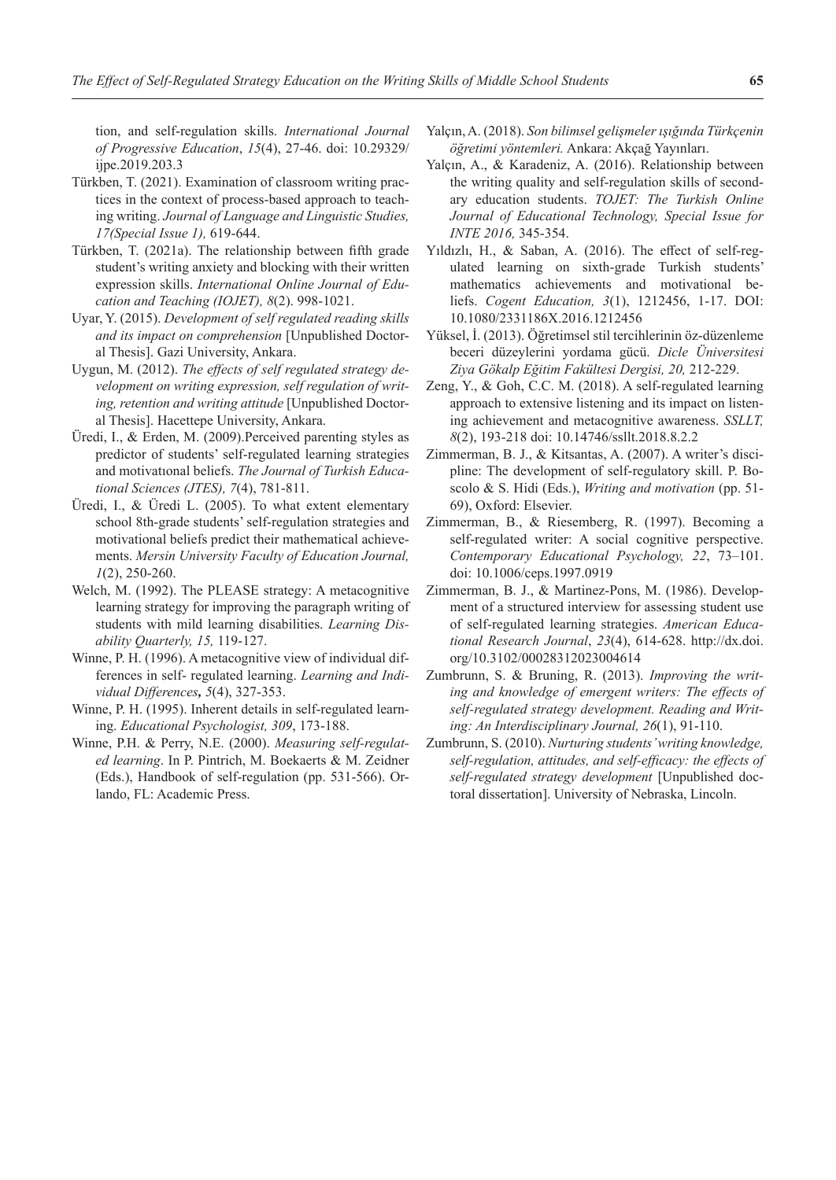tion, and self-regulation skills. *International Journal of Progressive Education*, *15*(4), 27-46. doi: 10.29329/ijpe.2019.203.3

Türkben, T. (2021). Examination of classroom writing practices in the context of process-based approach to teaching writing. *Journal of Language and Linguistic Studies, 17(Special Issue 1),* 619-644.

Türkben, T. (2021a). The relationship between fifth grade student's writing anxiety and blocking with their written expression skills. *International Online Journal of Education and Teaching (IOJET), 8*(2). 998-1021.

Uyar, Y. (2015). *Development of self regulated reading skills and its impact on comprehension* [Unpublished Doctoral Thesis]. Gazi University, Ankara.

Uygun, M. (2012). *The effects of self regulated strategy development on writing expression, self regulation of writing, retention and writing attitude* [Unpublished Doctoral Thesis]. Hacettepe University, Ankara.

Üredi, I., & Erden, M. (2009).Perceived parenting styles as predictor of students' self-regulated learning strategies and motivatıonal beliefs. *The Journal of Turkish Educational Sciences (JTES), 7*(4), 781-811.

Üredi, I., & Üredi L. (2005). To what extent elementary school 8th-grade students' self-regulation strategies and motivational beliefs predict their mathematical achievements. *Mersin University Faculty of Education Journal, 1*(2), 250-260.

Welch, M. (1992). The PLEASE strategy: A metacognitive learning strategy for improving the paragraph writing of students with mild learning disabilities. *Learning Disability Quarterly, 15,* 119-127.

Winne, P. H. (1996). A metacognitive view of individual differences in self- regulated learning. *Learning and Individual Differences***,** *5*(4), 327-353.

Winne, P. H. (1995). Inherent details in self-regulated learning. *Educational Psychologist, 309*, 173-188.

Winne, P.H. & Perry, N.E. (2000). *Measuring self-regulated learning*. In P. Pintrich, M. Boekaerts & M. Zeidner (Eds.), Handbook of self-regulation (pp. 531-566). Orlando, FL: Academic Press.

Yalçın, A. (2018). *Son bilimsel gelişmeler ışığında Türkçenin öğretimi yöntemleri.* Ankara: Akçağ Yayınları.

Yalçın, A., & Karadeniz, A. (2016). Relationship between the writing quality and self-regulation skills of secondary education students. *TOJET: The Turkish Online Journal of Educational Technology, Special Issue for INTE 2016,* 345-354.

Yıldızlı, H., & Saban, A. (2016). The effect of self-regulated learning on sixth-grade Turkish students' mathematics achievements and motivational beliefs. *Cogent Education, 3*(1), 1212456, 1-17. DOI: 10.1080/2331186X.2016.1212456

Yüksel, İ. (2013). Öğretimsel stil tercihlerinin öz-düzenleme beceri düzeylerini yordama gücü. *Dicle Üniversitesi Ziya Gökalp Eğitim Fakültesi Dergisi, 20,* 212-229.

Zeng, Y., & Goh, C.C. M. (2018). A self-regulated learning approach to extensive listening and its impact on listening achievement and metacognitive awareness. *SSLLT, 8*(2), 193-218 doi: 10.14746/ssllt.2018.8.2.2

Zimmerman, B. J., & Kitsantas, A. (2007). A writer's discipline: The development of self-regulatory skill. P. Boscolo & S. Hidi (Eds.), *Writing and motivation* (pp. 51-69), Oxford: Elsevier.

Zimmerman, B., & Riesemberg, R. (1997). Becoming a self-regulated writer: A social cognitive perspective. *Contemporary Educational Psychology, 22*, 73–101. doi: 10.1006/ceps.1997.0919

Zimmerman, B. J., & Martinez-Pons, M. (1986). Development of a structured interview for assessing student use of self-regulated learning strategies. *American Educational Research Journal*, *23*(4), 614-628. http://dx.doi.org/10.3102/00028312023004614

Zumbrunn, S. & Bruning, R. (2013). *Improving the writing and knowledge of emergent writers: The effects of self-regulated strategy development. Reading and Writing: An Interdisciplinary Journal, 26*(1), 91-110.

Zumbrunn, S. (2010). *Nurturing students' writing knowledge, self-regulation, attitudes, and self-efficacy: the effects of self-regulated strategy development* [Unpublished doctoral dissertation]. University of Nebraska, Lincoln.